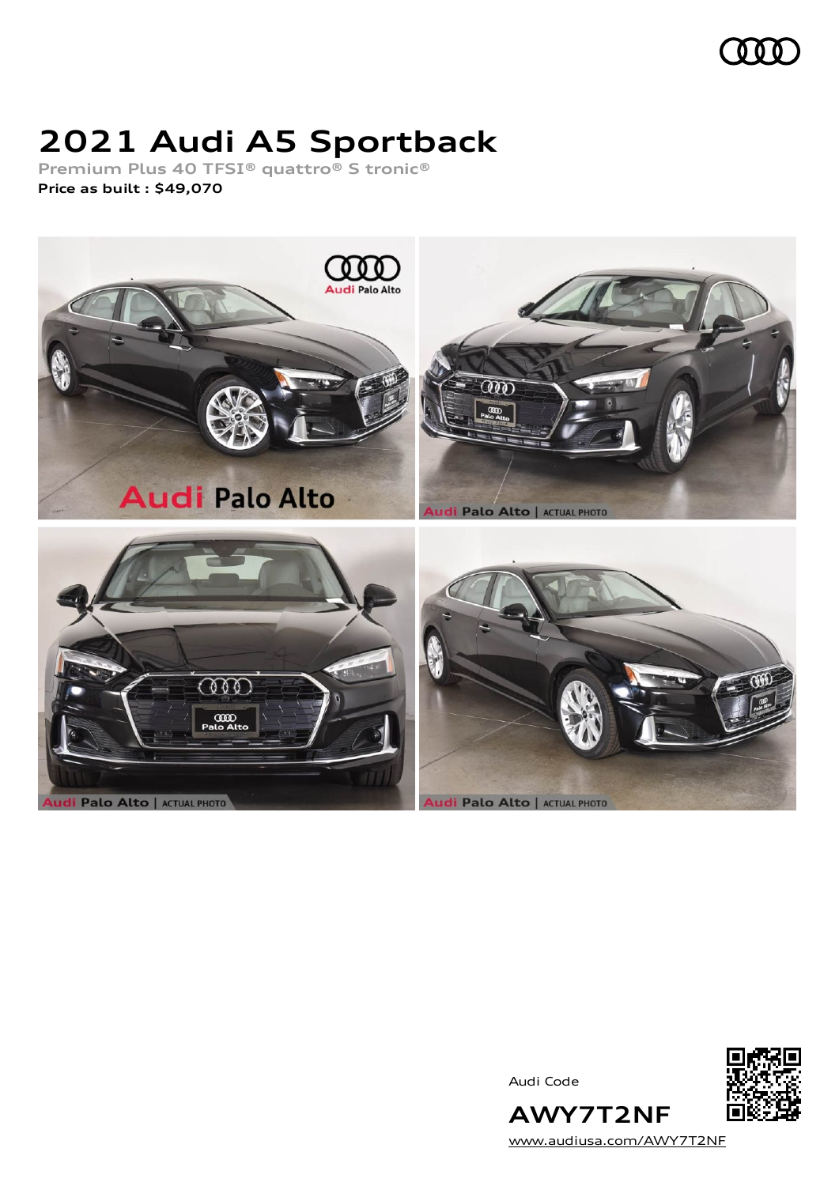# 2021 Audi A5 Sportback

**Premium Plus 40 TFSI® quattro® S tronic®**

**Price as built : $49,070**

Audi Code

**AWY7T2NF**

www.audiusa.com/AWY7T2NF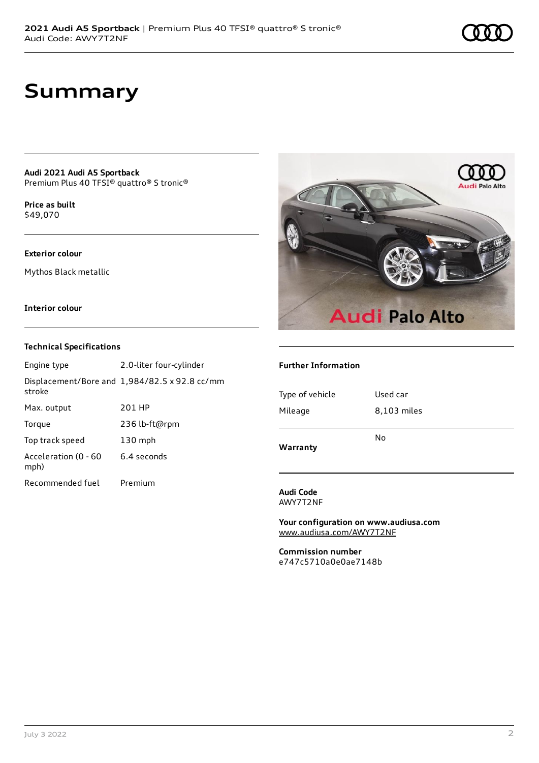# Summary

**Audi 2021 Audi A5 Sportback**
Premium Plus 40 TFSI® quattro® S tronic®

**Price as built**
$49,070

**Exterior colour**

Mythos Black metallic

**Interior colour**

### Technical Specifications

| | |
|---|---|
| Engine type | 2.0-liter four-cylinder |
| Displacement/Bore and stroke | 1,984/82.5 x 92.8 cc/mm |
| Max. output | 201 HP |
| Torque | 236 lb-ft@rpm |
| Top track speed | 130 mph |
| Acceleration (0 - 60 mph) | 6.4 seconds |
| Recommended fuel | Premium |

### Further Information

| | |
|---|---|
| Type of vehicle | Used car |
| Mileage | 8,103 miles |
| **Warranty** | No |

**Audi Code**
AWY7T2NF

**Your configuration on www.audiusa.com**
www.audiusa.com/AWY7T2NF

**Commission number**
e747c5710a0e0ae7148b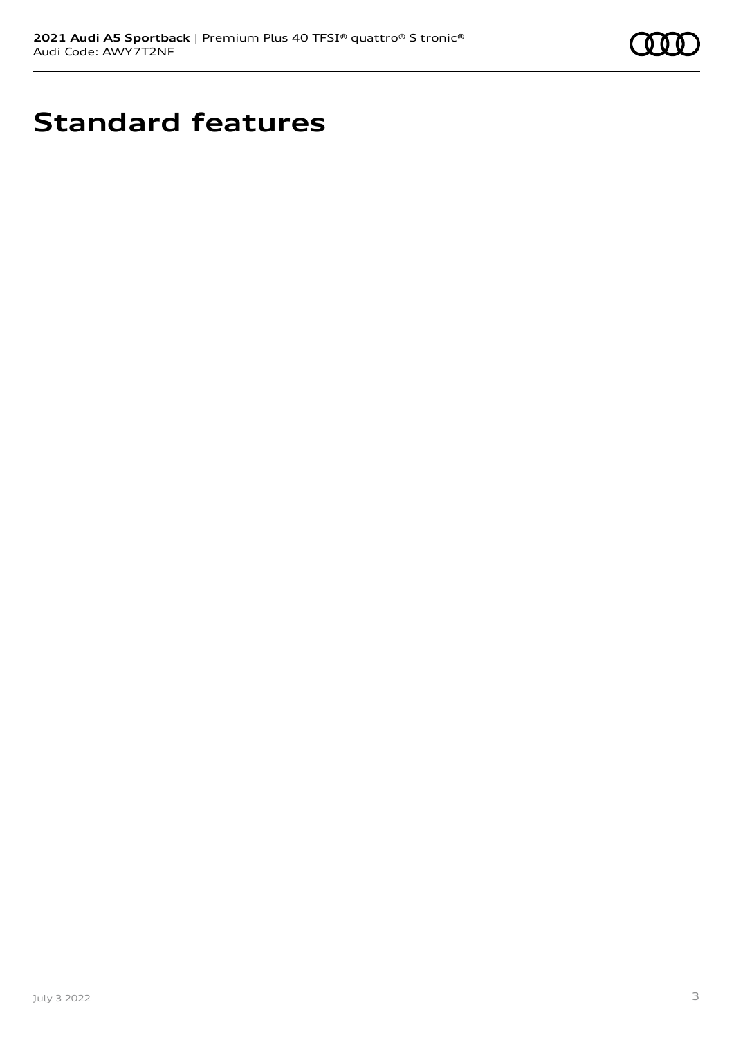# Standard features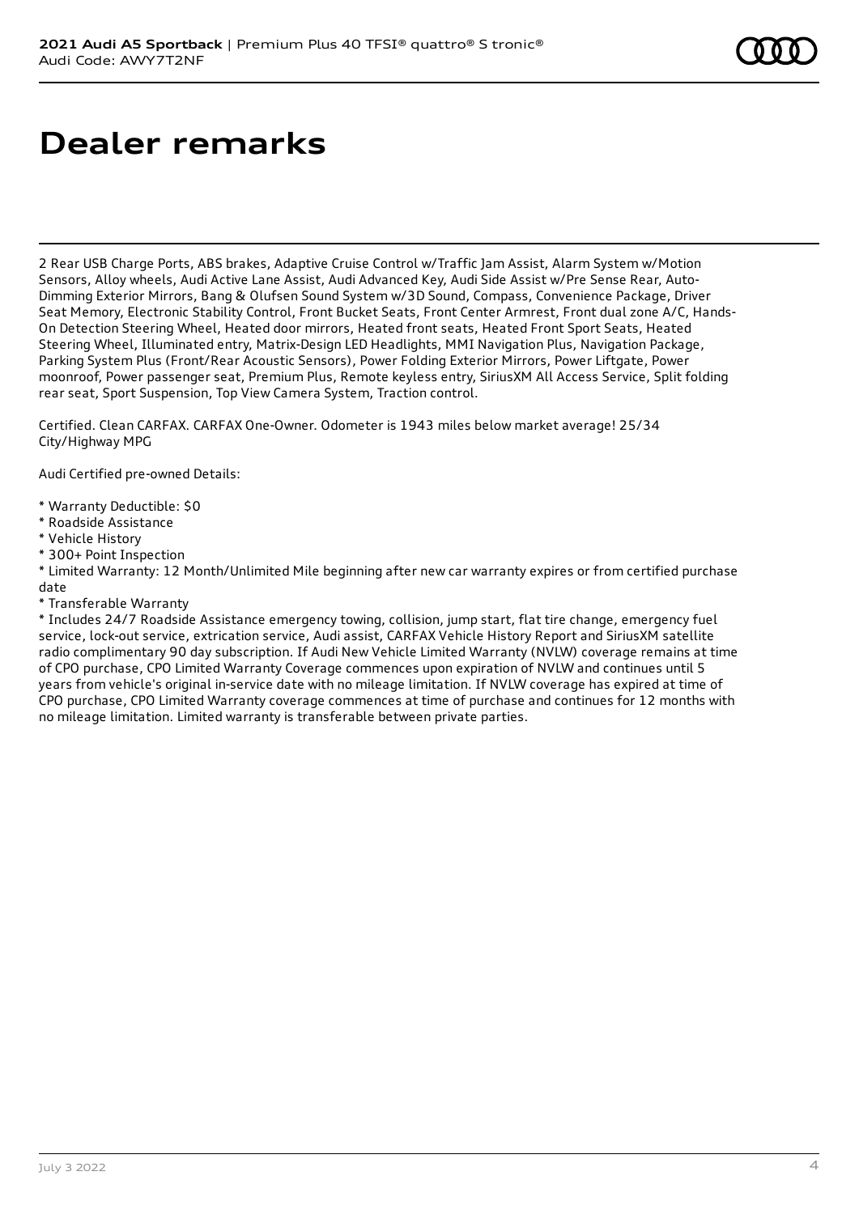# Dealer remarks

2 Rear USB Charge Ports, ABS brakes, Adaptive Cruise Control w/Traffic Jam Assist, Alarm System w/Motion Sensors, Alloy wheels, Audi Active Lane Assist, Audi Advanced Key, Audi Side Assist w/Pre Sense Rear, Auto-Dimming Exterior Mirrors, Bang & Olufsen Sound System w/3D Sound, Compass, Convenience Package, Driver Seat Memory, Electronic Stability Control, Front Bucket Seats, Front Center Armrest, Front dual zone A/C, Hands-On Detection Steering Wheel, Heated door mirrors, Heated front seats, Heated Front Sport Seats, Heated Steering Wheel, Illuminated entry, Matrix-Design LED Headlights, MMI Navigation Plus, Navigation Package, Parking System Plus (Front/Rear Acoustic Sensors), Power Folding Exterior Mirrors, Power Liftgate, Power moonroof, Power passenger seat, Premium Plus, Remote keyless entry, SiriusXM All Access Service, Split folding rear seat, Sport Suspension, Top View Camera System, Traction control.

Certified. Clean CARFAX. CARFAX One-Owner. Odometer is 1943 miles below market average! 25/34 City/Highway MPG

Audi Certified pre-owned Details:

* Warranty Deductible: $0
* Roadside Assistance
* Vehicle History
* 300+ Point Inspection
* Limited Warranty: 12 Month/Unlimited Mile beginning after new car warranty expires or from certified purchase date
* Transferable Warranty
* Includes 24/7 Roadside Assistance emergency towing, collision, jump start, flat tire change, emergency fuel service, lock-out service, extrication service, Audi assist, CARFAX Vehicle History Report and SiriusXM satellite radio complimentary 90 day subscription. If Audi New Vehicle Limited Warranty (NVLW) coverage remains at time of CPO purchase, CPO Limited Warranty Coverage commences upon expiration of NVLW and continues until 5 years from vehicle's original in-service date with no mileage limitation. If NVLW coverage has expired at time of CPO purchase, CPO Limited Warranty coverage commences at time of purchase and continues for 12 months with no mileage limitation. Limited warranty is transferable between private parties.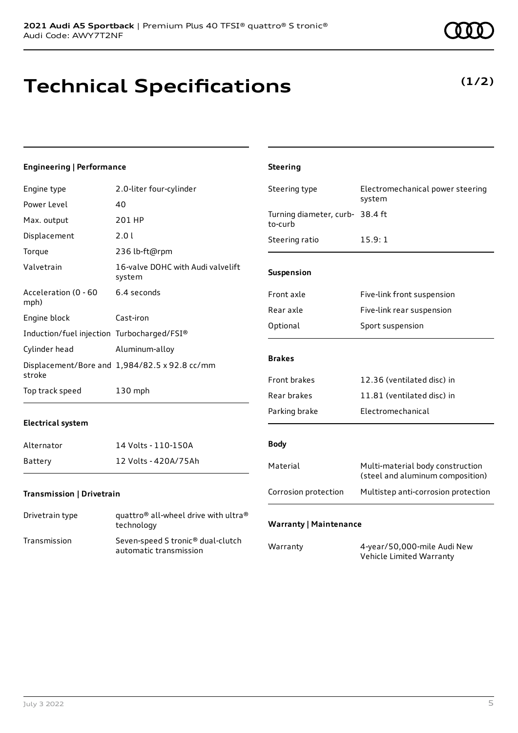# Technical Specifications

**(1/2)**

## Engineering | Performance

| | |
|---|---|
| Engine type | 2.0-liter four-cylinder |
| Power Level | 40 |
| Max. output | 201 HP |
| Displacement | 2.0 l |
| Torque | 236 lb-ft@rpm |
| Valvetrain | 16-valve DOHC with Audi valvelift system |
| Acceleration (0 - 60 mph) | 6.4 seconds |
| Engine block | Cast-iron |
| Induction/fuel injection | Turbocharged/FSI® |
| Cylinder head | Aluminum-alloy |
| Displacement/Bore and stroke | 1,984/82.5 x 92.8 cc/mm |
| Top track speed | 130 mph |

## Electrical system

| | |
|---|---|
| Alternator | 14 Volts - 110-150A |
| Battery | 12 Volts - 420A/75Ah |

## Transmission | Drivetrain

| | |
|---|---|
| Drivetrain type | quattro® all-wheel drive with ultra® technology |
| Transmission | Seven-speed S tronic® dual-clutch automatic transmission |

## Steering

| | |
|---|---|
| Steering type | Electromechanical power steering system |
| Turning diameter, curb-to-curb | 38.4 ft |
| Steering ratio | 15.9: 1 |

## Suspension

| | |
|---|---|
| Front axle | Five-link front suspension |
| Rear axle | Five-link rear suspension |
| Optional | Sport suspension |

## Brakes

| | |
|---|---|
| Front brakes | 12.36 (ventilated disc) in |
| Rear brakes | 11.81 (ventilated disc) in |
| Parking brake | Electromechanical |

## Body

| | |
|---|---|
| Material | Multi-material body construction (steel and aluminum composition) |
| Corrosion protection | Multistep anti-corrosion protection |

## Warranty | Maintenance

| | |
|---|---|
| Warranty | 4-year/50,000-mile Audi New Vehicle Limited Warranty |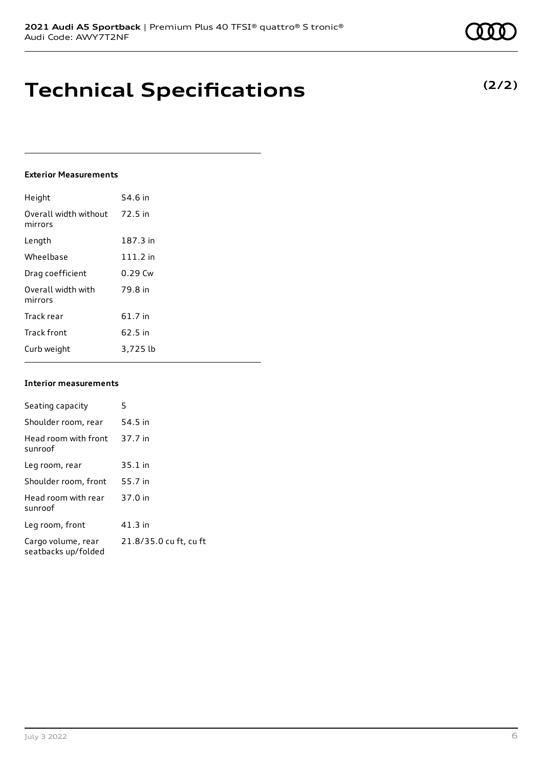# Technical Specifications

**(2/2)**

### Exterior Measurements

| | |
|---|---|
| Height | 54.6 in |
| Overall width without mirrors | 72.5 in |
| Length | 187.3 in |
| Wheelbase | 111.2 in |
| Drag coefficient | 0.29 Cw |
| Overall width with mirrors | 79.8 in |
| Track rear | 61.7 in |
| Track front | 62.5 in |
| Curb weight | 3,725 lb |

### Interior measurements

| | |
|---|---|
| Seating capacity | 5 |
| Shoulder room, rear | 54.5 in |
| Head room with front sunroof | 37.7 in |
| Leg room, rear | 35.1 in |
| Shoulder room, front | 55.7 in |
| Head room with rear sunroof | 37.0 in |
| Leg room, front | 41.3 in |
| Cargo volume, rear seatbacks up/folded | 21.8/35.0 cu ft, cu ft |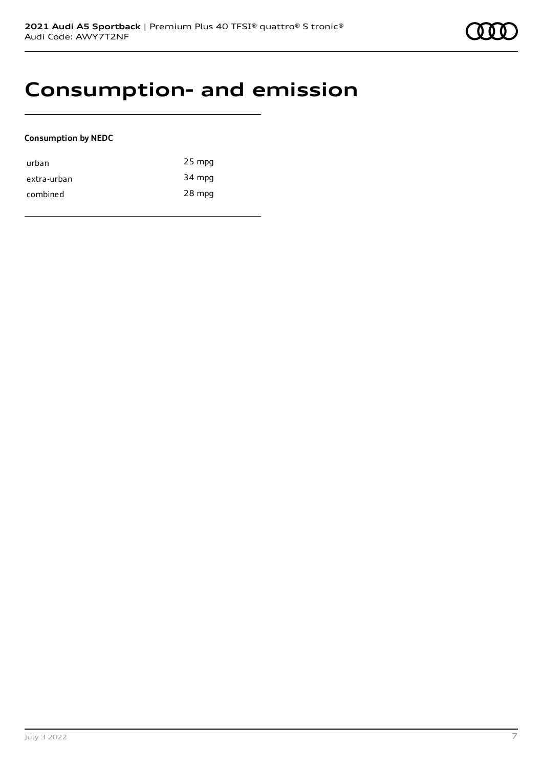# Consumption- and emission

**Consumption by NEDC**

| | |
|---|---|
| urban | 25 mpg |
| extra-urban | 34 mpg |
| combined | 28 mpg |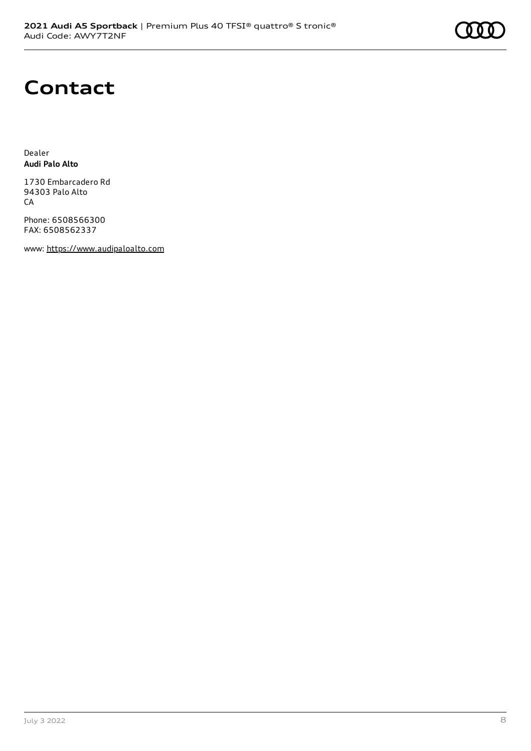# Contact

Dealer
**Audi Palo Alto**

1730 Embarcadero Rd
94303 Palo Alto
CA

Phone: 6508566300
FAX: 6508562337

www: https://www.audipaloalto.com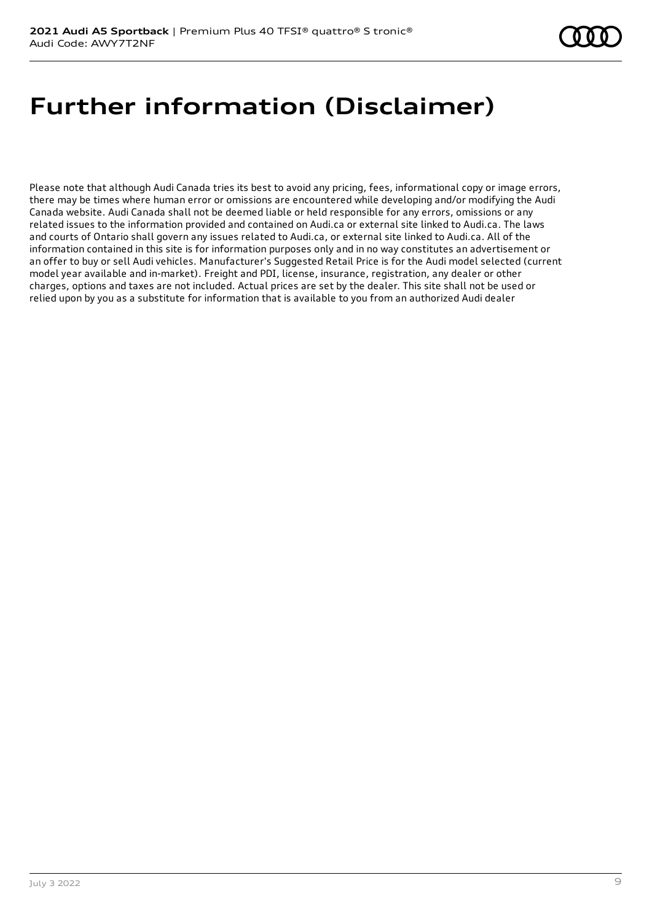# Further information (Disclaimer)

Please note that although Audi Canada tries its best to avoid any pricing, fees, informational copy or image errors, there may be times where human error or omissions are encountered while developing and/or modifying the Audi Canada website. Audi Canada shall not be deemed liable or held responsible for any errors, omissions or any related issues to the information provided and contained on Audi.ca or external site linked to Audi.ca. The laws and courts of Ontario shall govern any issues related to Audi.ca, or external site linked to Audi.ca. All of the information contained in this site is for information purposes only and in no way constitutes an advertisement or an offer to buy or sell Audi vehicles. Manufacturer's Suggested Retail Price is for the Audi model selected (current model year available and in-market). Freight and PDI, license, insurance, registration, any dealer or other charges, options and taxes are not included. Actual prices are set by the dealer. This site shall not be used or relied upon by you as a substitute for information that is available to you from an authorized Audi dealer